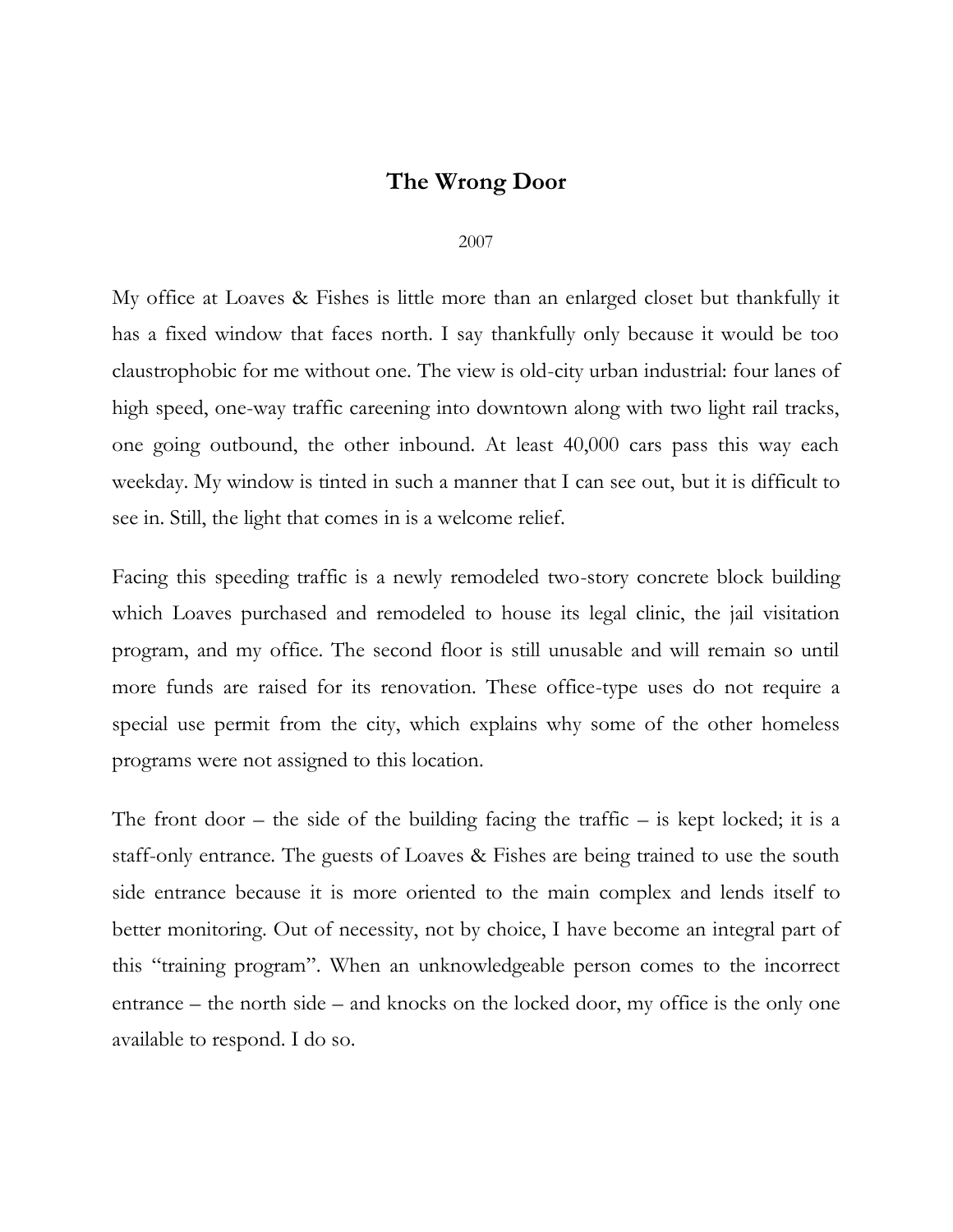# The Wrong Door

2007

My office at Loaves & Fishes is little more than an enlarged closet but thankfully it has a fixed window that faces north. I say thankfully only because it would be too claustrophobic for me without one. The view is old-city urban industrial: four lanes of high speed, one-way traffic careening into downtown along with two light rail tracks, one going outbound, the other inbound. At least 40,000 cars pass this way each weekday. My window is tinted in such a manner that I can see out, but it is difficult to see in. Still, the light that comes in is a welcome relief.

Facing this speeding traffic is a newly remodeled two-story concrete block building which Loaves purchased and remodeled to house its legal clinic, the jail visitation program, and my office. The second floor is still unusable and will remain so until more funds are raised for its renovation. These office-type uses do not require a special use permit from the city, which explains why some of the other homeless programs were not assigned to this location.

The front door – the side of the building facing the traffic – is kept locked; it is a staff-only entrance. The guests of Loaves & Fishes are being trained to use the south side entrance because it is more oriented to the main complex and lends itself to better monitoring. Out of necessity, not by choice, I have become an integral part of this "training program". When an unknowledgeable person comes to the incorrect entrance – the north side – and knocks on the locked door, my office is the only one available to respond. I do so.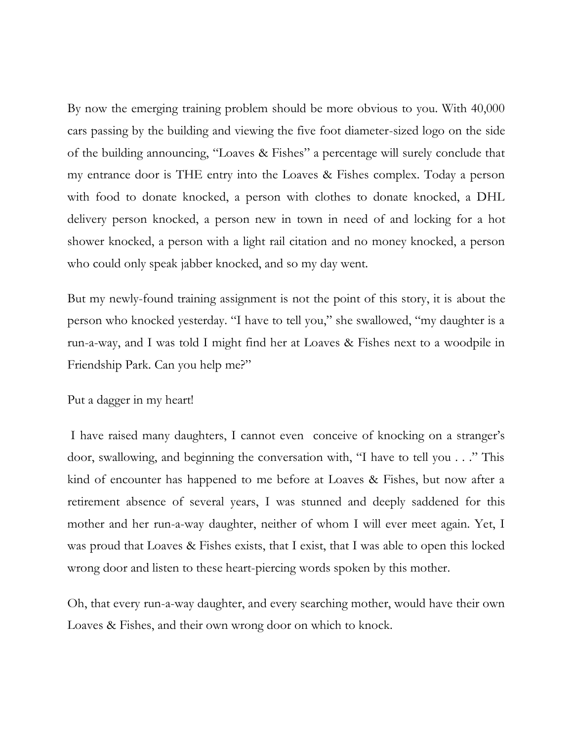By now the emerging training problem should be more obvious to you. With 40,000 cars passing by the building and viewing the five foot diameter-sized logo on the side of the building announcing, "Loaves & Fishes" a percentage will surely conclude that my entrance door is THE entry into the Loaves & Fishes complex. Today a person with food to donate knocked, a person with clothes to donate knocked, a DHL delivery person knocked, a person new in town in need of and locking for a hot shower knocked, a person with a light rail citation and no money knocked, a person who could only speak jabber knocked, and so my day went.

But my newly-found training assignment is not the point of this story, it is about the person who knocked yesterday. "I have to tell you," she swallowed, "my daughter is a run-a-way, and I was told I might find her at Loaves & Fishes next to a woodpile in Friendship Park. Can you help me?"

Put a dagger in my heart!

I have raised many daughters, I cannot even conceive of knocking on a stranger's door, swallowing, and beginning the conversation with, "I have to tell you . . ." This kind of encounter has happened to me before at Loaves & Fishes, but now after a retirement absence of several years, I was stunned and deeply saddened for this mother and her run-a-way daughter, neither of whom I will ever meet again. Yet, I was proud that Loaves & Fishes exists, that I exist, that I was able to open this locked wrong door and listen to these heart-piercing words spoken by this mother.

Oh, that every run-a-way daughter, and every searching mother, would have their own Loaves & Fishes, and their own wrong door on which to knock.